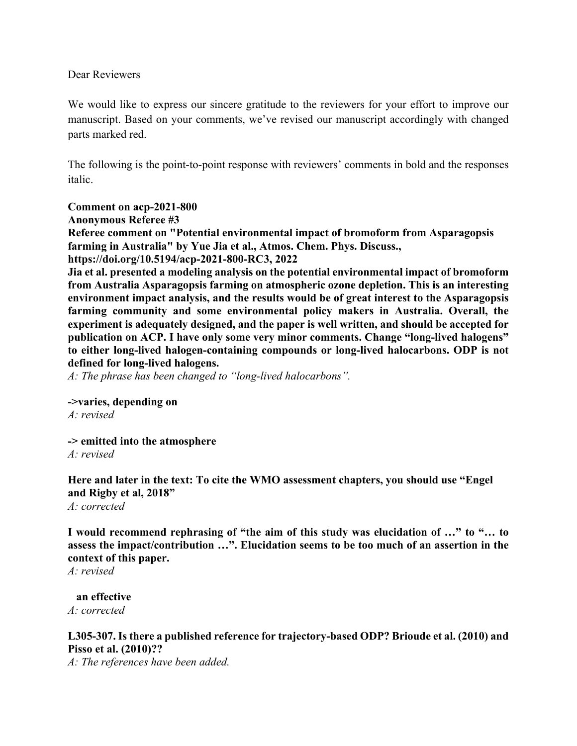Dear Reviewers

We would like to express our sincere gratitude to the reviewers for your effort to improve our manuscript. Based on your comments, we've revised our manuscript accordingly with changed parts marked red.

The following is the point-to-point response with reviewers' comments in bold and the responses italic.

**Comment on acp-2021-800**
**Anonymous Referee #3**
**Referee comment on "Potential environmental impact of bromoform from Asparagopsis farming in Australia" by Yue Jia et al., Atmos. Chem. Phys. Discuss., https://doi.org/10.5194/acp-2021-800-RC3, 2022**
**Jia et al. presented a modeling analysis on the potential environmental impact of bromoform from Australia Asparagopsis farming on atmospheric ozone depletion. This is an interesting environment impact analysis, and the results would be of great interest to the Asparagopsis farming community and some environmental policy makers in Australia. Overall, the experiment is adequately designed, and the paper is well written, and should be accepted for publication on ACP. I have only some very minor comments. Change "long-lived halogens" to either long-lived halogen-containing compounds or long-lived halocarbons. ODP is not defined for long-lived halogens.**
*A: The phrase has been changed to "long-lived halocarbons".*

**->varies, depending on**
*A: revised*

**-> emitted into the atmosphere**
*A: revised*

**Here and later in the text: To cite the WMO assessment chapters, you should use "Engel and Rigby et al, 2018"**
*A: corrected*

**I would recommend rephrasing of "the aim of this study was elucidation of …" to "… to assess the impact/contribution …". Elucidation seems to be too much of an assertion in the context of this paper.**
*A: revised*

**an effective**
*A: corrected*

**L305-307. Is there a published reference for trajectory-based ODP? Brioude et al. (2010) and Pisso et al. (2010)??**
*A: The references have been added.*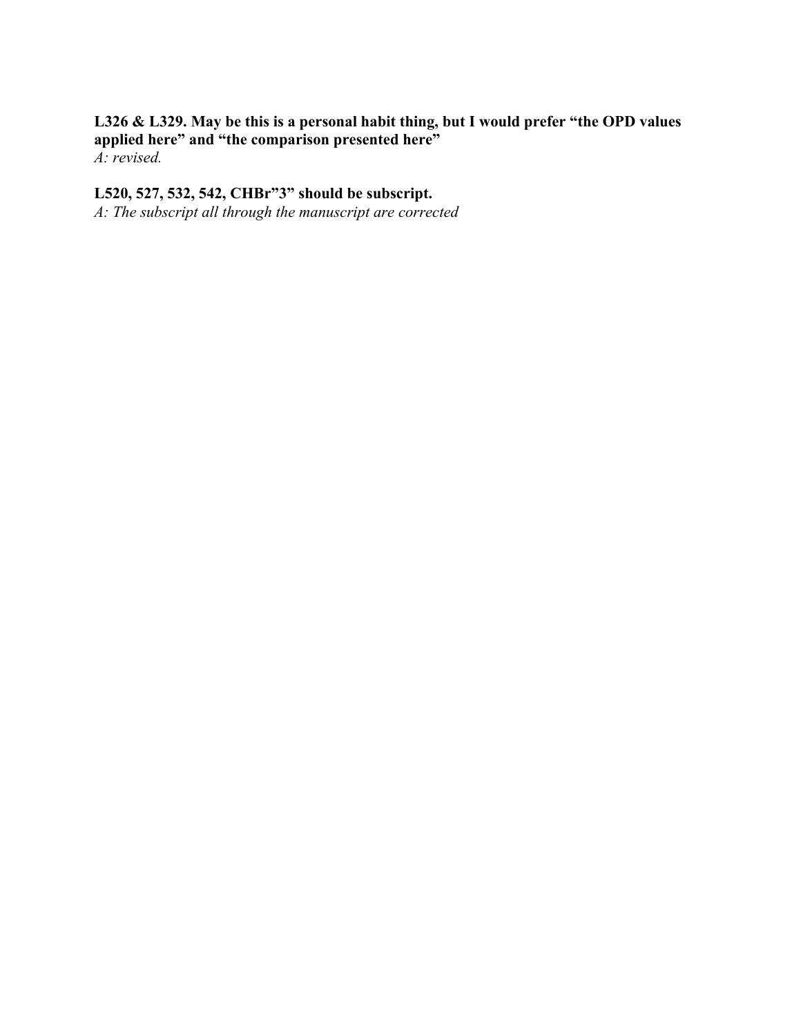**L326 & L329. May be this is a personal habit thing, but I would prefer “the OPD values applied here” and “the comparison presented here”**
*A: revised.*

**L520, 527, 532, 542, CHBr”3” should be subscript.**
*A: The subscript all through the manuscript are corrected*